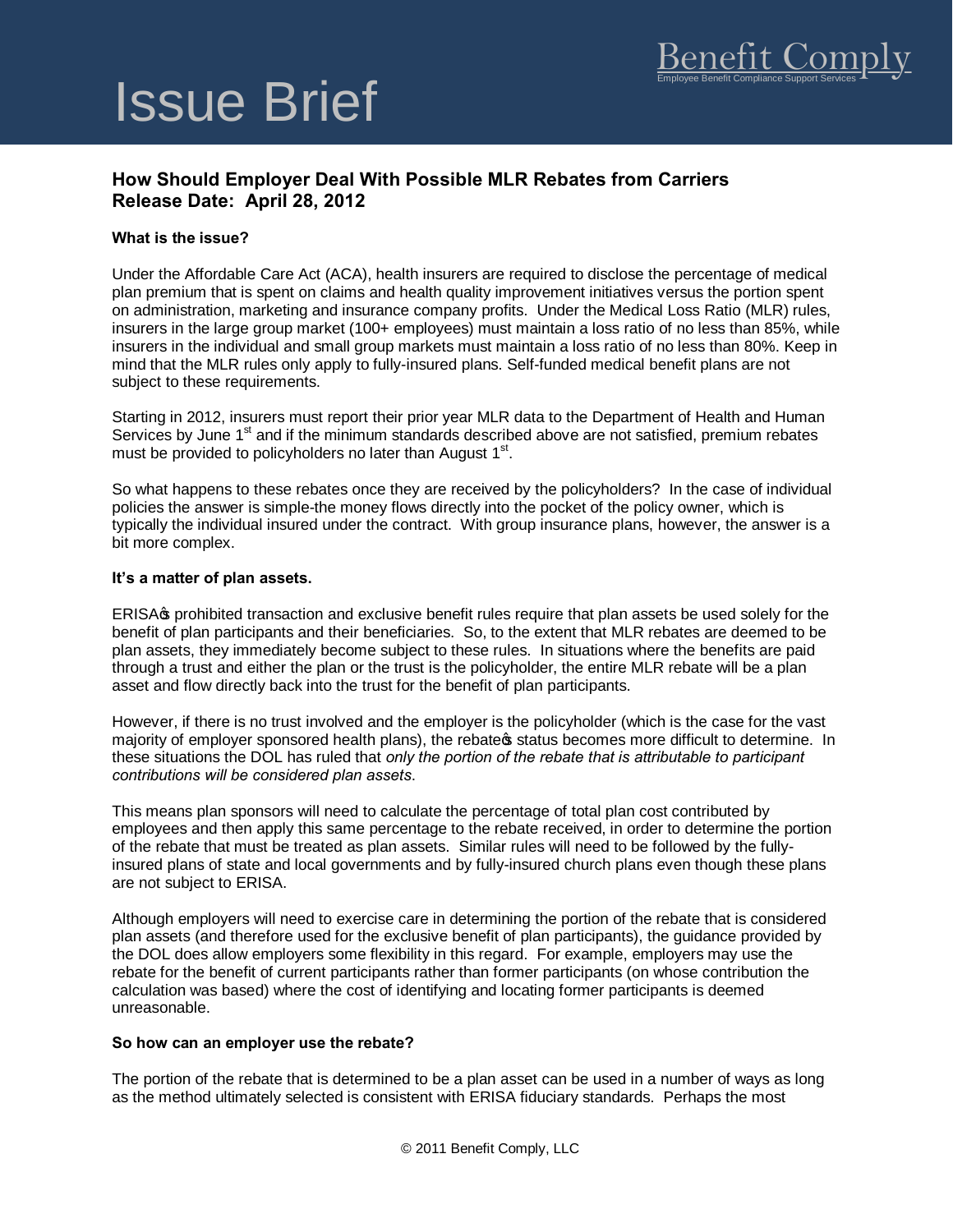# Issue Brief

Benefit Comply
Employee Benefit Compliance Support Services

## How Should Employer Deal With Possible MLR Rebates from Carriers
## Release Date: April 28, 2012

### What is the issue?

Under the Affordable Care Act (ACA), health insurers are required to disclose the percentage of medical plan premium that is spent on claims and health quality improvement initiatives versus the portion spent on administration, marketing and insurance company profits. Under the Medical Loss Ratio (MLR) rules, insurers in the large group market (100+ employees) must maintain a loss ratio of no less than 85%, while insurers in the individual and small group markets must maintain a loss ratio of no less than 80%. Keep in mind that the MLR rules only apply to fully-insured plans. Self-funded medical benefit plans are not subject to these requirements.

Starting in 2012, insurers must report their prior year MLR data to the Department of Health and Human Services by June 1st and if the minimum standards described above are not satisfied, premium rebates must be provided to policyholders no later than August 1st.

So what happens to these rebates once they are received by the policyholders? In the case of individual policies the answer is simple-the money flows directly into the pocket of the policy owner, which is typically the individual insured under the contract. With group insurance plans, however, the answer is a bit more complex.

### It's a matter of plan assets.

ERISA's prohibited transaction and exclusive benefit rules require that plan assets be used solely for the benefit of plan participants and their beneficiaries. So, to the extent that MLR rebates are deemed to be plan assets, they immediately become subject to these rules. In situations where the benefits are paid through a trust and either the plan or the trust is the policyholder, the entire MLR rebate will be a plan asset and flow directly back into the trust for the benefit of plan participants.

However, if there is no trust involved and the employer is the policyholder (which is the case for the vast majority of employer sponsored health plans), the rebate's status becomes more difficult to determine. In these situations the DOL has ruled that *only the portion of the rebate that is attributable to participant contributions will be considered plan assets*.

This means plan sponsors will need to calculate the percentage of total plan cost contributed by employees and then apply this same percentage to the rebate received, in order to determine the portion of the rebate that must be treated as plan assets. Similar rules will need to be followed by the fully-insured plans of state and local governments and by fully-insured church plans even though these plans are not subject to ERISA.

Although employers will need to exercise care in determining the portion of the rebate that is considered plan assets (and therefore used for the exclusive benefit of plan participants), the guidance provided by the DOL does allow employers some flexibility in this regard. For example, employers may use the rebate for the benefit of current participants rather than former participants (on whose contribution the calculation was based) where the cost of identifying and locating former participants is deemed unreasonable.

### So how can an employer use the rebate?

The portion of the rebate that is determined to be a plan asset can be used in a number of ways as long as the method ultimately selected is consistent with ERISA fiduciary standards. Perhaps the most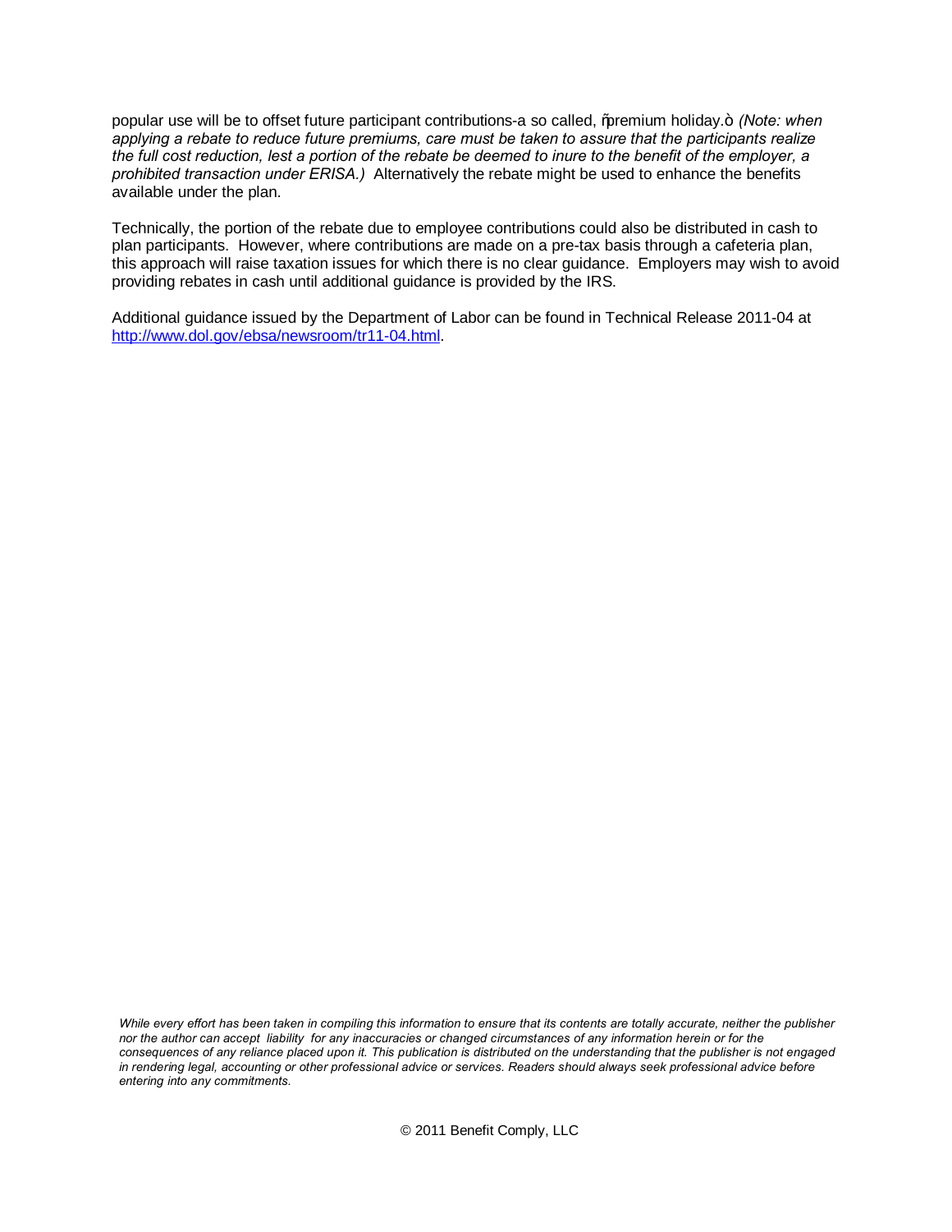popular use will be to offset future participant contributions-a so called, ŏpremium holiday.ò *(Note: when applying a rebate to reduce future premiums, care must be taken to assure that the participants realize the full cost reduction, lest a portion of the rebate be deemed to inure to the benefit of the employer, a prohibited transaction under ERISA.)* Alternatively the rebate might be used to enhance the benefits available under the plan.

Technically, the portion of the rebate due to employee contributions could also be distributed in cash to plan participants. However, where contributions are made on a pre-tax basis through a cafeteria plan, this approach will raise taxation issues for which there is no clear guidance. Employers may wish to avoid providing rebates in cash until additional guidance is provided by the IRS.

Additional guidance issued by the Department of Labor can be found in Technical Release 2011-04 at [http://www.dol.gov/ebsa/newsroom/tr11-04.html](http://www.dol.gov/ebsa/newsroom/tr11-04.html).

*While every effort has been taken in compiling this information to ensure that its contents are totally accurate, neither the publisher nor the author can accept liability for any inaccuracies or changed circumstances of any information herein or for the consequences of any reliance placed upon it. This publication is distributed on the understanding that the publisher is not engaged in rendering legal, accounting or other professional advice or services. Readers should always seek professional advice before entering into any commitments.*

© 2011 Benefit Comply, LLC